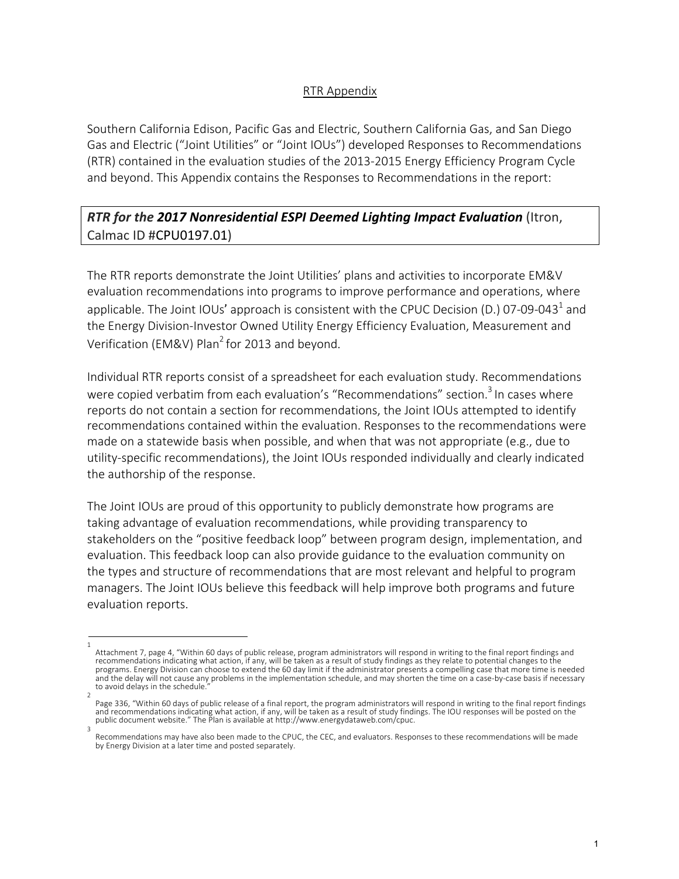## RTR Appendix

Southern California Edison, Pacific Gas and Electric, Southern California Gas, and San Diego Gas and Electric ("Joint Utilities" or "Joint IOUs") developed Responses to Recommendations (RTR) contained in the evaluation studies of the 2013-2015 Energy Efficiency Program Cycle and beyond. This Appendix contains the Responses to Recommendations in the report:

***RTR for the 2017 Nonresidential ESPI Deemed Lighting Impact Evaluation*** (Itron, Calmac ID #CPU0197.01)

The RTR reports demonstrate the Joint Utilities' plans and activities to incorporate EM&V evaluation recommendations into programs to improve performance and operations, where applicable. The Joint IOUs' approach is consistent with the CPUC Decision (D.) 07-09-043[1] and the Energy Division-Investor Owned Utility Energy Efficiency Evaluation, Measurement and Verification (EM&V) Plan[2] for 2013 and beyond.

Individual RTR reports consist of a spreadsheet for each evaluation study. Recommendations were copied verbatim from each evaluation's "Recommendations" section.[3] In cases where reports do not contain a section for recommendations, the Joint IOUs attempted to identify recommendations contained within the evaluation. Responses to the recommendations were made on a statewide basis when possible, and when that was not appropriate (e.g., due to utility-specific recommendations), the Joint IOUs responded individually and clearly indicated the authorship of the response.

The Joint IOUs are proud of this opportunity to publicly demonstrate how programs are taking advantage of evaluation recommendations, while providing transparency to stakeholders on the "positive feedback loop" between program design, implementation, and evaluation. This feedback loop can also provide guidance to the evaluation community on the types and structure of recommendations that are most relevant and helpful to program managers. The Joint IOUs believe this feedback will help improve both programs and future evaluation reports.

---

[1] Attachment 7, page 4, "Within 60 days of public release, program administrators will respond in writing to the final report findings and recommendations indicating what action, if any, will be taken as a result of study findings as they relate to potential changes to the programs. Energy Division can choose to extend the 60 day limit if the administrator presents a compelling case that more time is needed and the delay will not cause any problems in the implementation schedule, and may shorten the time on a case-by-case basis if necessary to avoid delays in the schedule."

[2] Page 336, "Within 60 days of public release of a final report, the program administrators will respond in writing to the final report findings and recommendations indicating what action, if any, will be taken as a result of study findings. The IOU responses will be posted on the public document website." The Plan is available at http://www.energydataweb.com/cpuc.

[3] Recommendations may have also been made to the CPUC, the CEC, and evaluators. Responses to these recommendations will be made by Energy Division at a later time and posted separately.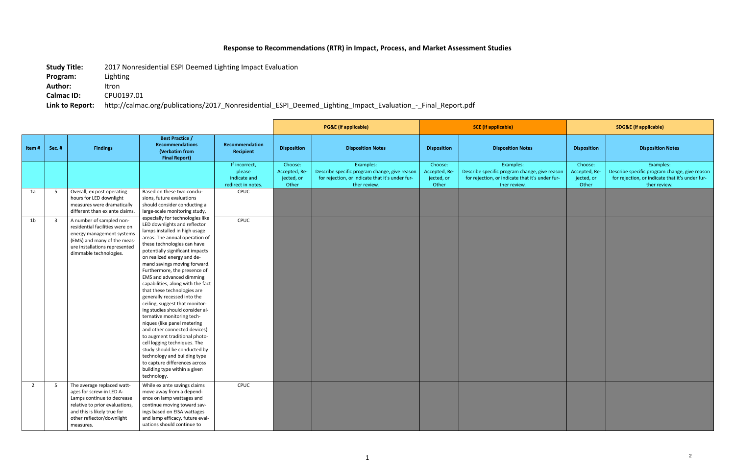# Response to Recommendations (RTR) in Impact, Process, and Market Assessment Studies

**Study Title:** 2017 Nonresidential ESPI Deemed Lighting Impact Evaluation
**Program:** Lighting
**Author:** Itron
**Calmac ID:** CPU0197.01
**Link to Report:** http://calmac.org/publications/2017_Nonresidential_ESPI_Deemed_Lighting_Impact_Evaluation_-_Final_Report.pdf

| | | | | | PG&E (if applicable) | | SCE (if applicable) | | SDG&E (if applicable) | |
|---|---|---|---|---|---|---|---|---|---|---|
| **Item #** | **Sec. #** | **Findings** | **Best Practice / Recommendations (Verbatim from Final Report)** | **Recommendation Recipient** | **Disposition** | **Disposition Notes** | **Disposition** | **Disposition Notes** | **Disposition** | **Disposition Notes** |
| | | | | If incorrect, please indicate and redirect in notes. | Choose: Accepted, Rejected, or Other | Examples: Describe specific program change, give reason for rejection, or indicate that it's under further review. | Choose: Accepted, Rejected, or Other | Examples: Describe specific program change, give reason for rejection, or indicate that it's under further review. | Choose: Accepted, Rejected, or Other | Examples: Describe specific program change, give reason for rejection, or indicate that it's under further review. |
| 1a | 5 | Overall, ex post operating hours for LED downlight measures were dramatically different than ex ante claims. | Based on these two conclusions, future evaluations should consider conducting a large-scale monitoring study, especially for technologies like LED downlights and reflector lamps installed in high usage areas. The annual operation of these technologies can have potentially significant impacts on realized energy and demand savings moving forward. Furthermore, the presence of EMS and advanced dimming capabilities, along with the fact that these technologies are generally recessed into the ceiling, suggest that monitoring studies should consider alternative monitoring techniques (like panel metering and other connected devices) to augment traditional photocell logging techniques. The study should be conducted by technology and building type to capture differences across building type within a given technology. | CPUC | | | | | | |
| 1b | 3 | A number of sampled nonresidential facilities were on energy management systems (EMS) and many of the measure installations represented dimmable technologies. | | CPUC | | | | | | |
| 2 | 5 | The average replaced wattages for screw-in LED A-Lamps continue to decrease relative to prior evaluations, and this is likely true for other reflector/downlight measures. | While ex ante savings claims move away from a dependence on lamp wattages and continue moving toward savings based on EISA wattages and lamp efficacy, future evaluations should continue to | CPUC | | | | | | |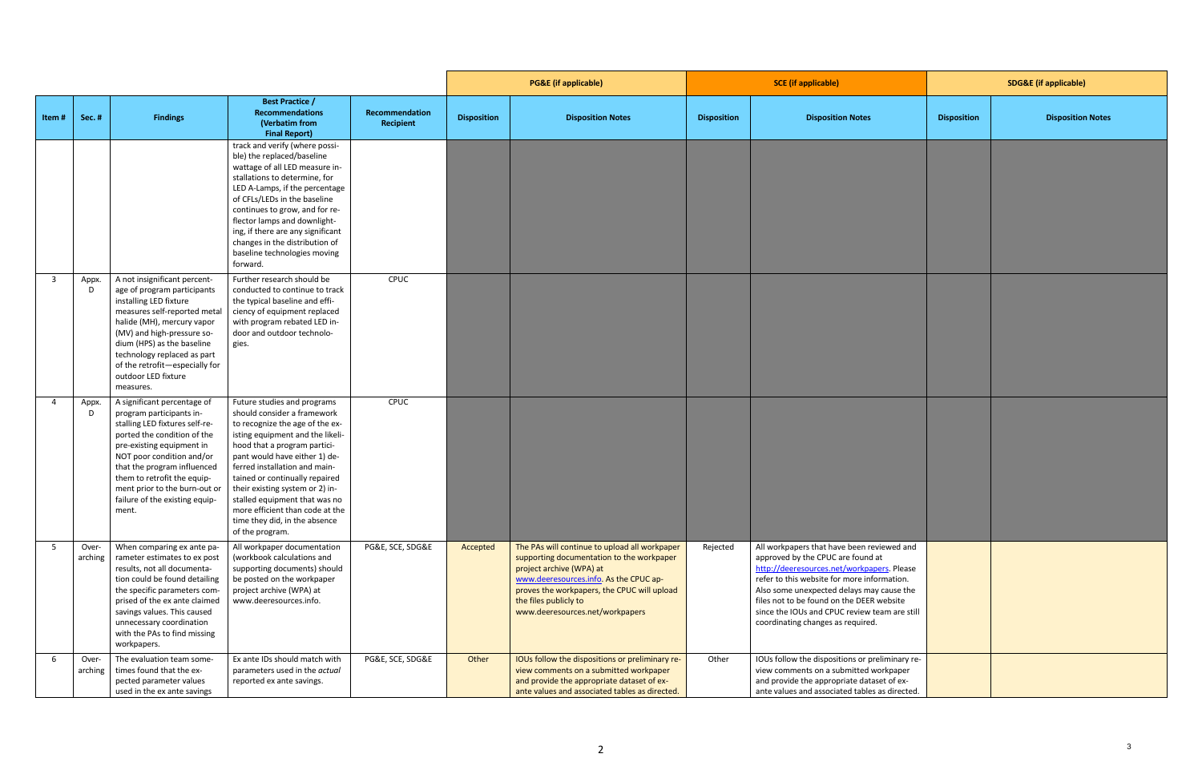| | | | | | PG&E (if applicable) | | SCE (if applicable) | | SDG&E (if applicable) | |
|---|---|---|---|---|---|---|---|---|---|---|
| Item # | Sec. # | Findings | Best Practice / Recommendations (Verbatim from Final Report) | Recommendation Recipient | Disposition | Disposition Notes | Disposition | Disposition Notes | Disposition | Disposition Notes |
| | | | track and verify (where possible) the replaced/baseline wattage of all LED measure installations to determine, for LED A-Lamps, if the percentage of CFLs/LEDs in the baseline continues to grow, and for reflector lamps and downlighting, if there are any significant changes in the distribution of baseline technologies moving forward. | | | | | | | |
| 3 | Appx. D | A not insignificant percentage of program participants installing LED fixture measures self-reported metal halide (MH), mercury vapor (MV) and high-pressure sodium (HPS) as the baseline technology replaced as part of the retrofit—especially for outdoor LED fixture measures. | Further research should be conducted to continue to track the typical baseline and efficiency of equipment replaced with program rebated LED indoor and outdoor technologies. | CPUC | | | | | | |
| 4 | Appx. D | A significant percentage of program participants installing LED fixtures self-reported the condition of the pre-existing equipment in NOT poor condition and/or that the program influenced them to retrofit the equipment prior to the burn-out or failure of the existing equipment. | Future studies and programs should consider a framework to recognize the age of the existing equipment and the likelihood that a program participant would have either 1) deferred installation and maintained or continually repaired their existing system or 2) installed equipment that was no more efficient than code at the time they did, in the absence of the program. | CPUC | | | | | | |
| 5 | Overarching | When comparing ex ante parameter estimates to ex post results, not all documentation could be found detailing the specific parameters comprised of the ex ante claimed savings values. This caused unnecessary coordination with the PAs to find missing workpapers. | All workpaper documentation (workbook calculations and supporting documents) should be posted on the workpaper project archive (WPA) at www.deeresources.info. | PG&E, SCE, SDG&E | Accepted | The PAs will continue to upload all workpaper supporting documentation to the workpaper project archive (WPA) at www.deeresources.info. As the CPUC approves the workpapers, the CPUC will upload the files publicly to www.deeresources.net/workpapers | Rejected | All workpapers that have been reviewed and approved by the CPUC are found at http://deeresources.net/workpapers. Please refer to this website for more information. Also some unexpected delays may cause the files not to be found on the DEER website since the IOUs and CPUC review team are still coordinating changes as required. | | |
| 6 | Overarching | The evaluation team sometimes found that the expected parameter values used in the ex ante savings | Ex ante IDs should match with parameters used in the *actual* reported ex ante savings. | PG&E, SCE, SDG&E | Other | IOUs follow the dispositions or preliminary review comments on a submitted workpaper and provide the appropriate dataset of ex-ante values and associated tables as directed. | Other | IOUs follow the dispositions or preliminary review comments on a submitted workpaper and provide the appropriate dataset of ex-ante values and associated tables as directed. | | |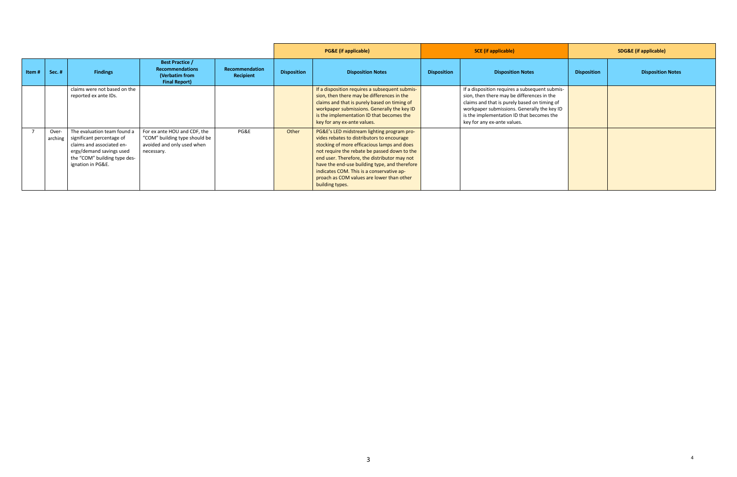| | | | | | PG&E (if applicable) | | SCE (if applicable) | | SDG&E (if applicable) | |
|---|---|---|---|---|---|---|---|---|---|---|
| Item # | Sec. # | Findings | Best Practice / Recommendations (Verbatim from Final Report) | Recommendation Recipient | Disposition | Disposition Notes | Disposition | Disposition Notes | Disposition | Disposition Notes |
| | | claims were not based on the reported ex ante IDs. | | | | If a disposition requires a subsequent submission, then there may be differences in the claims and that is purely based on timing of workpaper submissions. Generally the key ID is the implementation ID that becomes the key for any ex-ante values. | | If a disposition requires a subsequent submission, then there may be differences in the claims and that is purely based on timing of workpaper submissions. Generally the key ID is the implementation ID that becomes the key for any ex-ante values. | | |
| 7 | Overarching | The evaluation team found a significant percentage of claims and associated energy/demand savings used the "COM" building type designation in PG&E. | For ex ante HOU and CDF, the "COM" building type should be avoided and only used when necessary. | PG&E | Other | PG&E's LED midstream lighting program provides rebates to distributors to encourage stocking of more efficacious lamps and does not require the rebate be passed down to the end user. Therefore, the distributor may not have the end-use building type, and therefore indicates COM. This is a conservative approach as COM values are lower than other building types. | | | | |